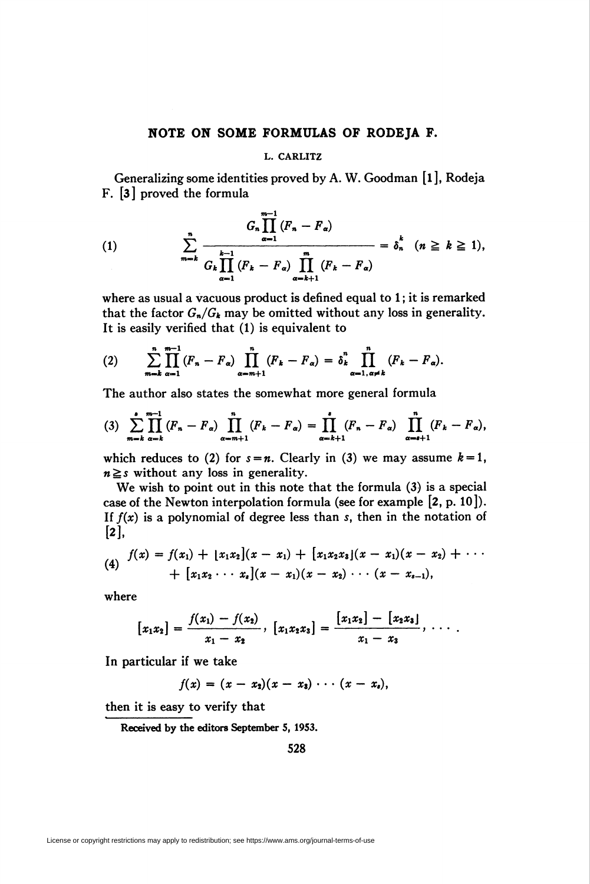# NOTE ON SOME FORMULAS OF RODEJA F.

L. CARLITZ

Generalizing some identities proved by A. W. Goodman [1], Rodeja F. [3] proved the formula

$$\sum_{m=k}^{n} \frac{G_n \prod_{\alpha=1}^{m-1} (F_n - F_\alpha)}{G_k \prod_{\alpha=1}^{k-1} (F_k - F_\alpha) \prod_{\alpha=k+1}^{m} (F_k - F_\alpha)} = \delta_n^k \quad (n \geqq k \geqq 1), \tag{1}$$

where as usual a vacuous product is defined equal to 1; it is remarked that the factor $G_n/G_k$ may be omitted without any loss in generality. It is easily verified that (1) is equivalent to

$$\sum_{m=k}^{n} \prod_{\alpha=1}^{m-1} (F_n - F_\alpha) \prod_{\alpha=m+1}^{n} (F_k - F_\alpha) = \delta_k^n \prod_{\alpha=1, \alpha\neq k}^{n} (F_k - F_\alpha). \tag{2}$$

The author also states the somewhat more general formula

$$\sum_{m=k}^{s} \prod_{\alpha=k}^{m-1} (F_n - F_\alpha) \prod_{\alpha=m+1}^{n} (F_k - F_\alpha) = \prod_{\alpha=k+1}^{s} (F_n - F_\alpha) \prod_{\alpha=s+1}^{n} (F_k - F_\alpha), \tag{3}$$

which reduces to (2) for $s=n$. Clearly in (3) we may assume $k=1$, $n \geqq s$ without any loss in generality.

We wish to point out in this note that the formula (3) is a special case of the Newton interpolation formula (see for example [2, p. 10]). If $f(x)$ is a polynomial of degree less than $s$, then in the notation of [2],

$$\begin{aligned} f(x) = f(x_1) &+ [x_1x_2](x - x_1) + [x_1x_2x_3](x - x_1)(x - x_2) + \cdots \\ &+ [x_1x_2 \cdots x_s](x - x_1)(x - x_2) \cdots (x - x_{s-1}), \end{aligned} \tag{4}$$

where

$$[x_1x_2] = \frac{f(x_1) - f(x_2)}{x_1 - x_2}, \quad [x_1x_2x_3] = \frac{[x_1x_2] - [x_2x_3]}{x_1 - x_3}, \quad \cdots .$$

In particular if we take

$$f(x) = (x - x_2)(x - x_3) \cdots (x - x_s),$$

then it is easy to verify that

Received by the editors September 5, 1953.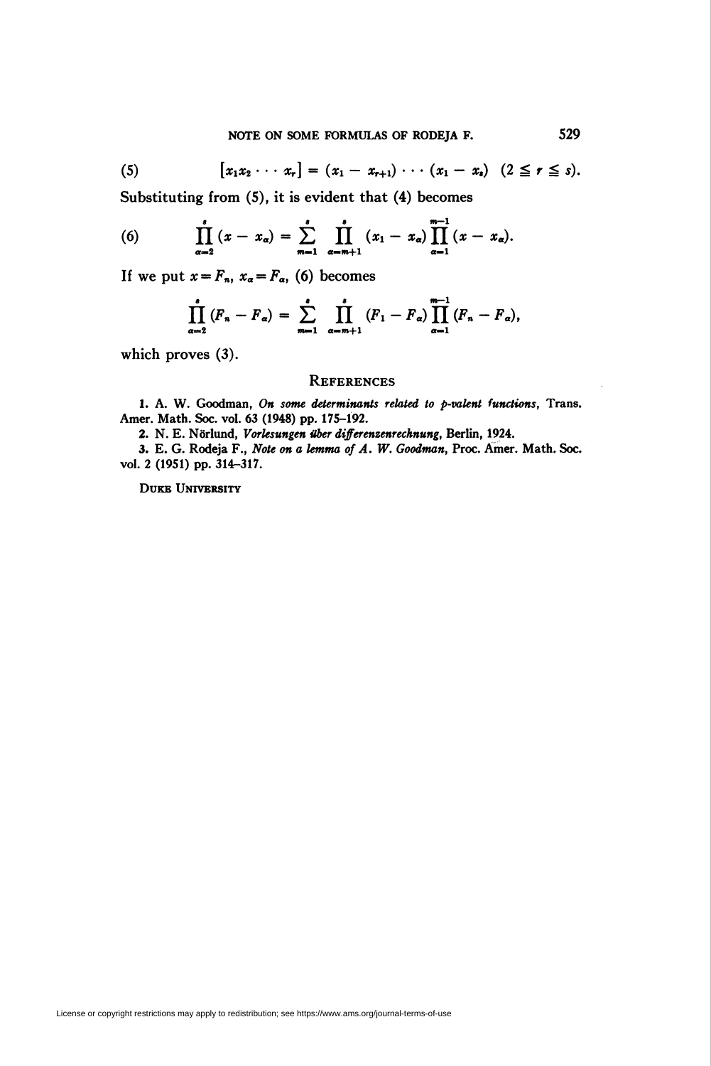$$(5) \qquad [x_1 x_2 \cdots x_r] = (x_1 - x_{r+1}) \cdots (x_1 - x_s) \quad (2 \leqq r \leqq s).$$

Substituting from (5), it is evident that (4) becomes

$$(6) \qquad \prod_{\alpha=2}^{s} (x - x_\alpha) = \sum_{m=1}^{s} \prod_{\alpha=m+1}^{s} (x_1 - x_\alpha) \prod_{\alpha=1}^{m-1} (x - x_\alpha).$$

If we put $x = F_n$, $x_\alpha = F_\alpha$, (6) becomes

$$\prod_{\alpha=2}^{s} (F_n - F_\alpha) = \sum_{m=1}^{s} \prod_{\alpha=m+1}^{s} (F_1 - F_\alpha) \prod_{\alpha=1}^{m-1} (F_n - F_\alpha),$$

which proves (3).

## References

1. A. W. Goodman, *On some determinants related to p-valent functions*, Trans. Amer. Math. Soc. vol. 63 (1948) pp. 175–192.
2. N. E. Nörlund, *Vorlesungen über differenzenrechnung*, Berlin, 1924.
3. E. G. Rodeja F., *Note on a lemma of A. W. Goodman*, Proc. Amer. Math. Soc. vol. 2 (1951) pp. 314–317.

Duke University